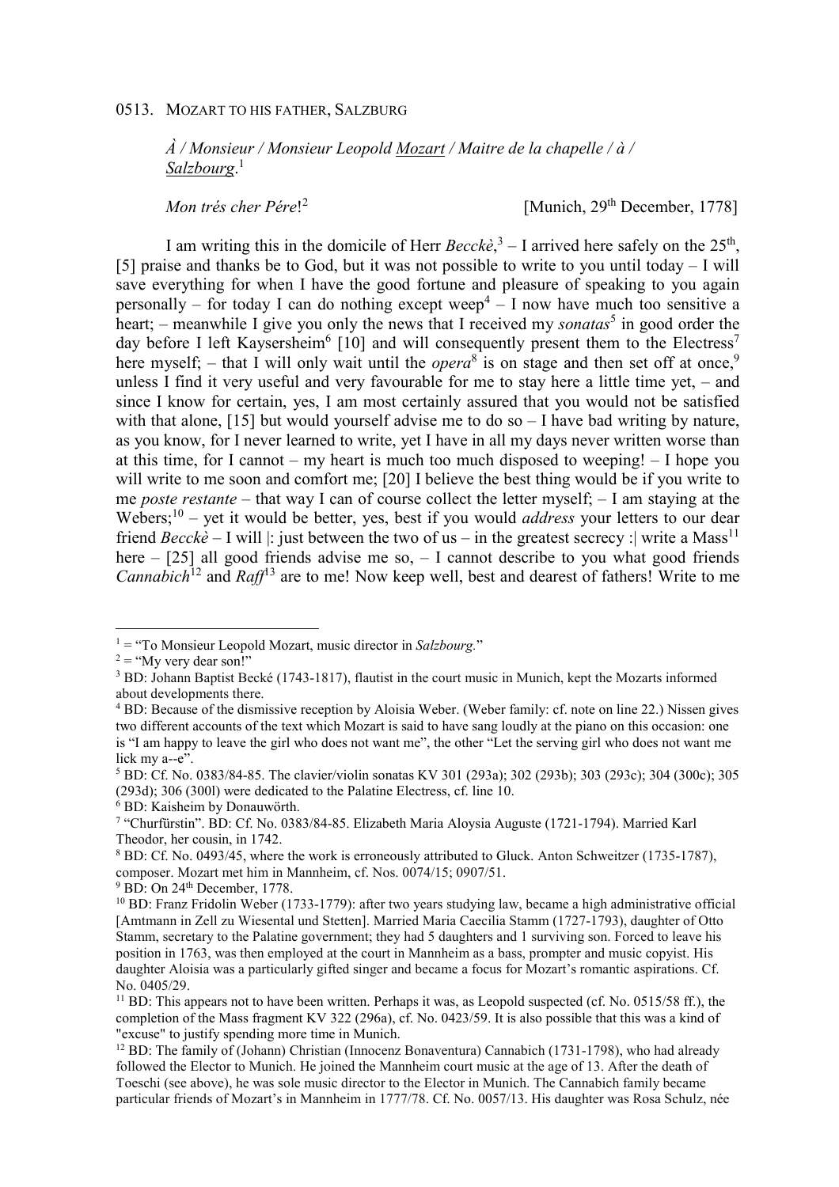0513. MOZART TO HIS FATHER, SALZBURG

*À / Monsieur / Monsieur Leopold Mozart / Maitre de la chapelle / à / Salzbourg*.[1]

*Mon trés cher Pére*![2] [Munich, 29th December, 1778]

I am writing this in the domicile of Herr *Becckè*,[3] – I arrived here safely on the 25th, [5] praise and thanks be to God, but it was not possible to write to you until today – I will save everything for when I have the good fortune and pleasure of speaking to you again personally – for today I can do nothing except weep[4] – I now have much too sensitive a heart; – meanwhile I give you only the news that I received my *sonatas*[5] in good order the day before I left Kaysersheim[6] [10] and will consequently present them to the Electress[7] here myself; – that I will only wait until the *opera*[8] is on stage and then set off at once,[9] unless I find it very useful and very favourable for me to stay here a little time yet, – and since I know for certain, yes, I am most certainly assured that you would not be satisfied with that alone, [15] but would yourself advise me to do so – I have bad writing by nature, as you know, for I never learned to write, yet I have in all my days never written worse than at this time, for I cannot – my heart is much too much disposed to weeping! – I hope you will write to me soon and comfort me; [20] I believe the best thing would be if you write to me *poste restante* – that way I can of course collect the letter myself; – I am staying at the Webers;[10] – yet it would be better, yes, best if you would *address* your letters to our dear friend *Becckè* – I will |: just between the two of us – in the greatest secrecy :| write a Mass[11] here – [25] all good friends advise me so, – I cannot describe to you what good friends *Cannabich*[12] and *Raff*[13] are to me! Now keep well, best and dearest of fathers! Write to me

---

[1] = "To Monsieur Leopold Mozart, music director in *Salzbourg.*"

[2] = "My very dear son!"

[3] BD: Johann Baptist Becké (1743-1817), flautist in the court music in Munich, kept the Mozarts informed about developments there.

[4] BD: Because of the dismissive reception by Aloisia Weber. (Weber family: cf. note on line 22.) Nissen gives two different accounts of the text which Mozart is said to have sang loudly at the piano on this occasion: one is "I am happy to leave the girl who does not want me", the other "Let the serving girl who does not want me lick my a--e".

[5] BD: Cf. No. 0383/84-85. The clavier/violin sonatas KV 301 (293a); 302 (293b); 303 (293c); 304 (300c); 305 (293d); 306 (300l) were dedicated to the Palatine Electress, cf. line 10.

[6] BD: Kaisheim by Donauwörth.

[7] "Churfürstin". BD: Cf. No. 0383/84-85. Elizabeth Maria Aloysia Auguste (1721-1794). Married Karl Theodor, her cousin, in 1742.

[8] BD: Cf. No. 0493/45, where the work is erroneously attributed to Gluck. Anton Schweitzer (1735-1787), composer. Mozart met him in Mannheim, cf. Nos. 0074/15; 0907/51.

[9] BD: On 24th December, 1778.

[10] BD: Franz Fridolin Weber (1733-1779): after two years studying law, became a high administrative official [Amtmann in Zell zu Wiesental und Stetten]. Married Maria Caecilia Stamm (1727-1793), daughter of Otto Stamm, secretary to the Palatine government; they had 5 daughters and 1 surviving son. Forced to leave his position in 1763, was then employed at the court in Mannheim as a bass, prompter and music copyist. His daughter Aloisia was a particularly gifted singer and became a focus for Mozart's romantic aspirations. Cf. No. 0405/29.

[11] BD: This appears not to have been written. Perhaps it was, as Leopold suspected (cf. No. 0515/58 ff.), the completion of the Mass fragment KV 322 (296a), cf. No. 0423/59. It is also possible that this was a kind of "excuse" to justify spending more time in Munich.

[12] BD: The family of (Johann) Christian (Innocenz Bonaventura) Cannabich (1731-1798), who had already followed the Elector to Munich. He joined the Mannheim court music at the age of 13. After the death of Toeschi (see above), he was sole music director to the Elector in Munich. The Cannabich family became particular friends of Mozart's in Mannheim in 1777/78. Cf. No. 0057/13. His daughter was Rosa Schulz, née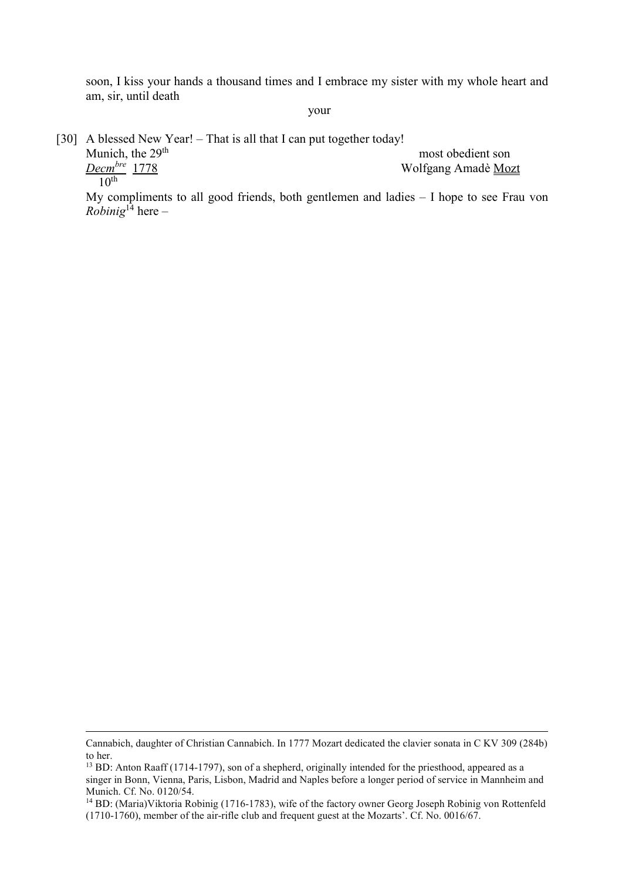soon, I kiss your hands a thousand times and I embrace my sister with my whole heart and am, sir, until death

your

[30] A blessed New Year! – That is all that I can put together today!

Munich, the 29th *Decmbre* 1778 10th

most obedient son
Wolfgang Amadè Mozt

My compliments to all good friends, both gentlemen and ladies – I hope to see Frau von *Robinig*[14] here –

---

Cannabich, daughter of Christian Cannabich. In 1777 Mozart dedicated the clavier sonata in C KV 309 (284b) to her.

[13] BD: Anton Raaff (1714-1797), son of a shepherd, originally intended for the priesthood, appeared as a singer in Bonn, Vienna, Paris, Lisbon, Madrid and Naples before a longer period of service in Mannheim and Munich. Cf. No. 0120/54.

[14] BD: (Maria)Viktoria Robinig (1716-1783), wife of the factory owner Georg Joseph Robinig von Rottenfeld (1710-1760), member of the air-rifle club and frequent guest at the Mozarts'. Cf. No. 0016/67.